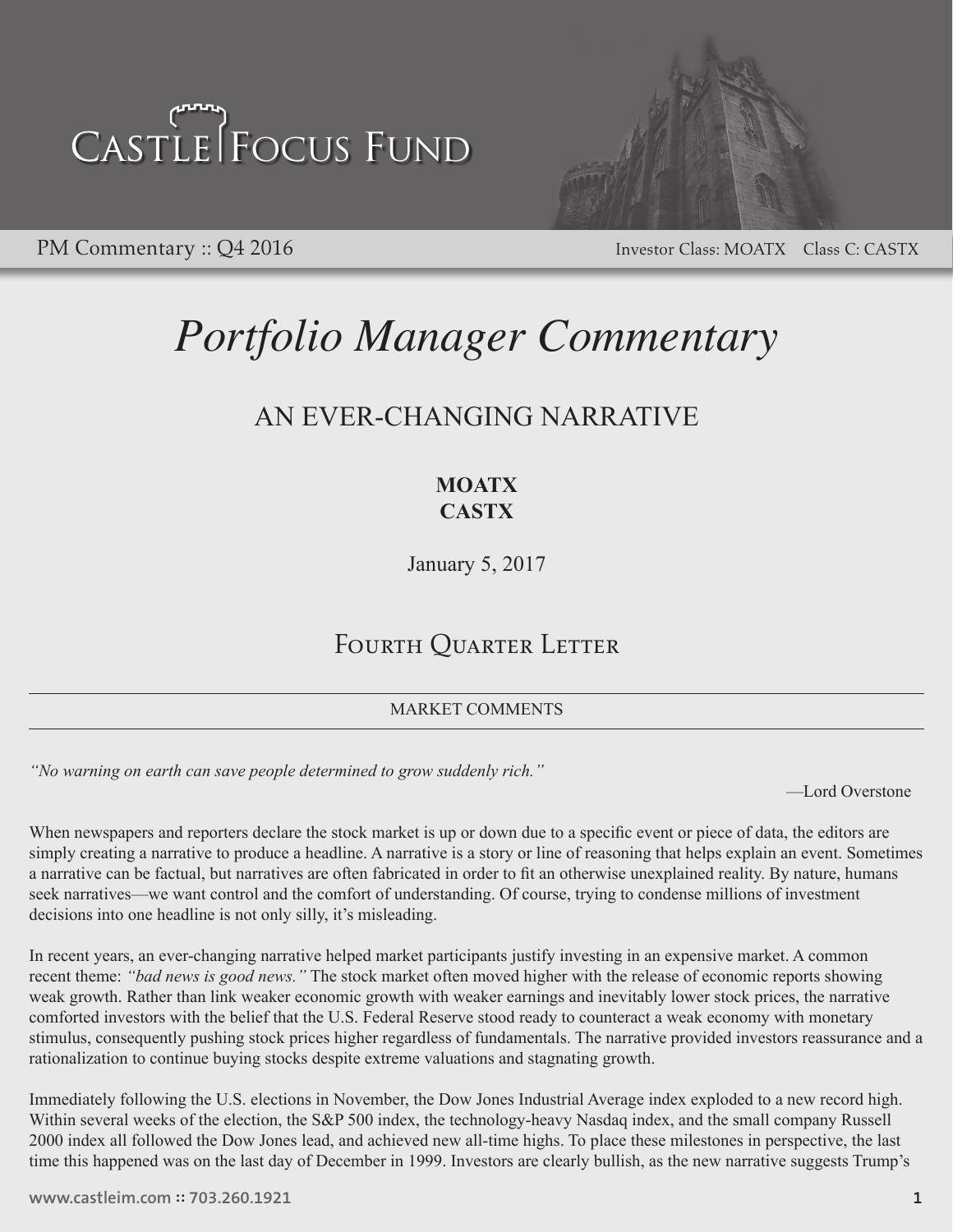# Castle Focus Fund

PM Commentary :: Q4 2016 — Investor Class: MOATX Class C: CASTX

# *Portfolio Manager Commentary*

## AN EVER-CHANGING NARRATIVE

**MOATX**
**CASTX**

January 5, 2017

## Fourth Quarter Letter

### MARKET COMMENTS

*"No warning on earth can save people determined to grow suddenly rich."*

—Lord Overstone

When newspapers and reporters declare the stock market is up or down due to a specific event or piece of data, the editors are simply creating a narrative to produce a headline. A narrative is a story or line of reasoning that helps explain an event. Sometimes a narrative can be factual, but narratives are often fabricated in order to fit an otherwise unexplained reality. By nature, humans seek narratives—we want control and the comfort of understanding. Of course, trying to condense millions of investment decisions into one headline is not only silly, it's misleading.

In recent years, an ever-changing narrative helped market participants justify investing in an expensive market. A common recent theme: *"bad news is good news."* The stock market often moved higher with the release of economic reports showing weak growth. Rather than link weaker economic growth with weaker earnings and inevitably lower stock prices, the narrative comforted investors with the belief that the U.S. Federal Reserve stood ready to counteract a weak economy with monetary stimulus, consequently pushing stock prices higher regardless of fundamentals. The narrative provided investors reassurance and a rationalization to continue buying stocks despite extreme valuations and stagnating growth.

Immediately following the U.S. elections in November, the Dow Jones Industrial Average index exploded to a new record high. Within several weeks of the election, the S&P 500 index, the technology-heavy Nasdaq index, and the small company Russell 2000 index all followed the Dow Jones lead, and achieved new all-time highs. To place these milestones in perspective, the last time this happened was on the last day of December in 1999. Investors are clearly bullish, as the new narrative suggests Trump's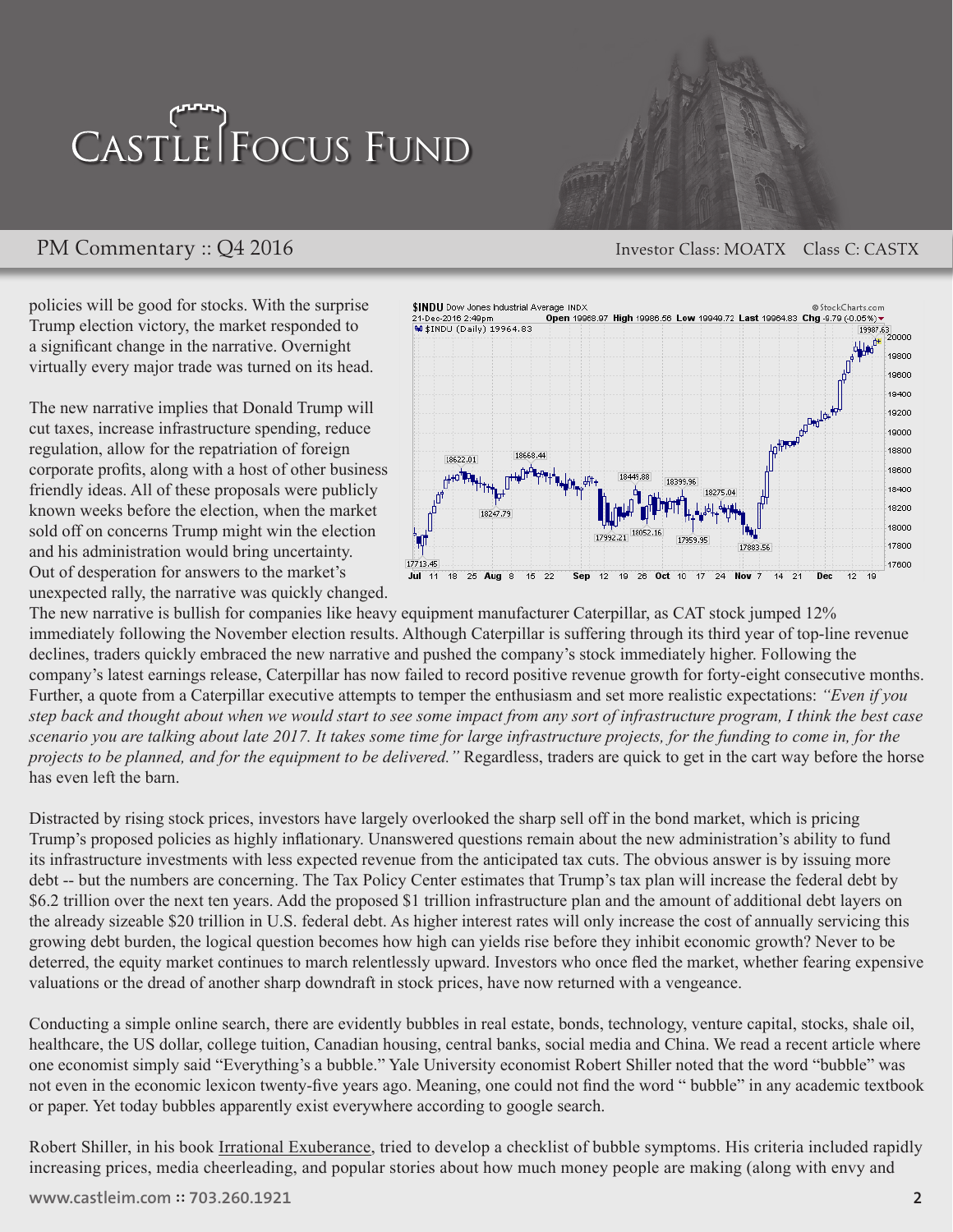policies will be good for stocks. With the surprise Trump election victory, the market responded to a significant change in the narrative. Overnight virtually every major trade was turned on its head.

The new narrative implies that Donald Trump will cut taxes, increase infrastructure spending, reduce regulation, allow for the repatriation of foreign corporate profits, along with a host of other business friendly ideas. All of these proposals were publicly known weeks before the election, when the market sold off on concerns Trump might win the election and his administration would bring uncertainty. Out of desperation for answers to the market's unexpected rally, the narrative was quickly changed. The new narrative is bullish for companies like heavy equipment manufacturer Caterpillar, as CAT stock jumped 12% immediately following the November election results. Although Caterpillar is suffering through its third year of top-line revenue declines, traders quickly embraced the new narrative and pushed the company's stock immediately higher. Following the company's latest earnings release, Caterpillar has now failed to record positive revenue growth for forty-eight consecutive months. Further, a quote from a Caterpillar executive attempts to temper the enthusiasm and set more realistic expectations: *"Even if you step back and thought about when we would start to see some impact from any sort of infrastructure program, I think the best case scenario you are talking about late 2017. It takes some time for large infrastructure projects, for the funding to come in, for the projects to be planned, and for the equipment to be delivered."* Regardless, traders are quick to get in the cart way before the horse has even left the barn.

Distracted by rising stock prices, investors have largely overlooked the sharp sell off in the bond market, which is pricing Trump's proposed policies as highly inflationary. Unanswered questions remain about the new administration's ability to fund its infrastructure investments with less expected revenue from the anticipated tax cuts. The obvious answer is by issuing more debt -- but the numbers are concerning. The Tax Policy Center estimates that Trump's tax plan will increase the federal debt by $6.2 trillion over the next ten years. Add the proposed $1 trillion infrastructure plan and the amount of additional debt layers on the already sizeable $20 trillion in U.S. federal debt. As higher interest rates will only increase the cost of annually servicing this growing debt burden, the logical question becomes how high can yields rise before they inhibit economic growth? Never to be deterred, the equity market continues to march relentlessly upward. Investors who once fled the market, whether fearing expensive valuations or the dread of another sharp downdraft in stock prices, have now returned with a vengeance.

Conducting a simple online search, there are evidently bubbles in real estate, bonds, technology, venture capital, stocks, shale oil, healthcare, the US dollar, college tuition, Canadian housing, central banks, social media and China. We read a recent article where one economist simply said "Everything's a bubble." Yale University economist Robert Shiller noted that the word "bubble" was not even in the economic lexicon twenty-five years ago. Meaning, one could not find the word " bubble" in any academic textbook or paper. Yet today bubbles apparently exist everywhere according to google search.

Robert Shiller, in his book Irrational Exuberance, tried to develop a checklist of bubble symptoms. His criteria included rapidly increasing prices, media cheerleading, and popular stories about how much money people are making (along with envy and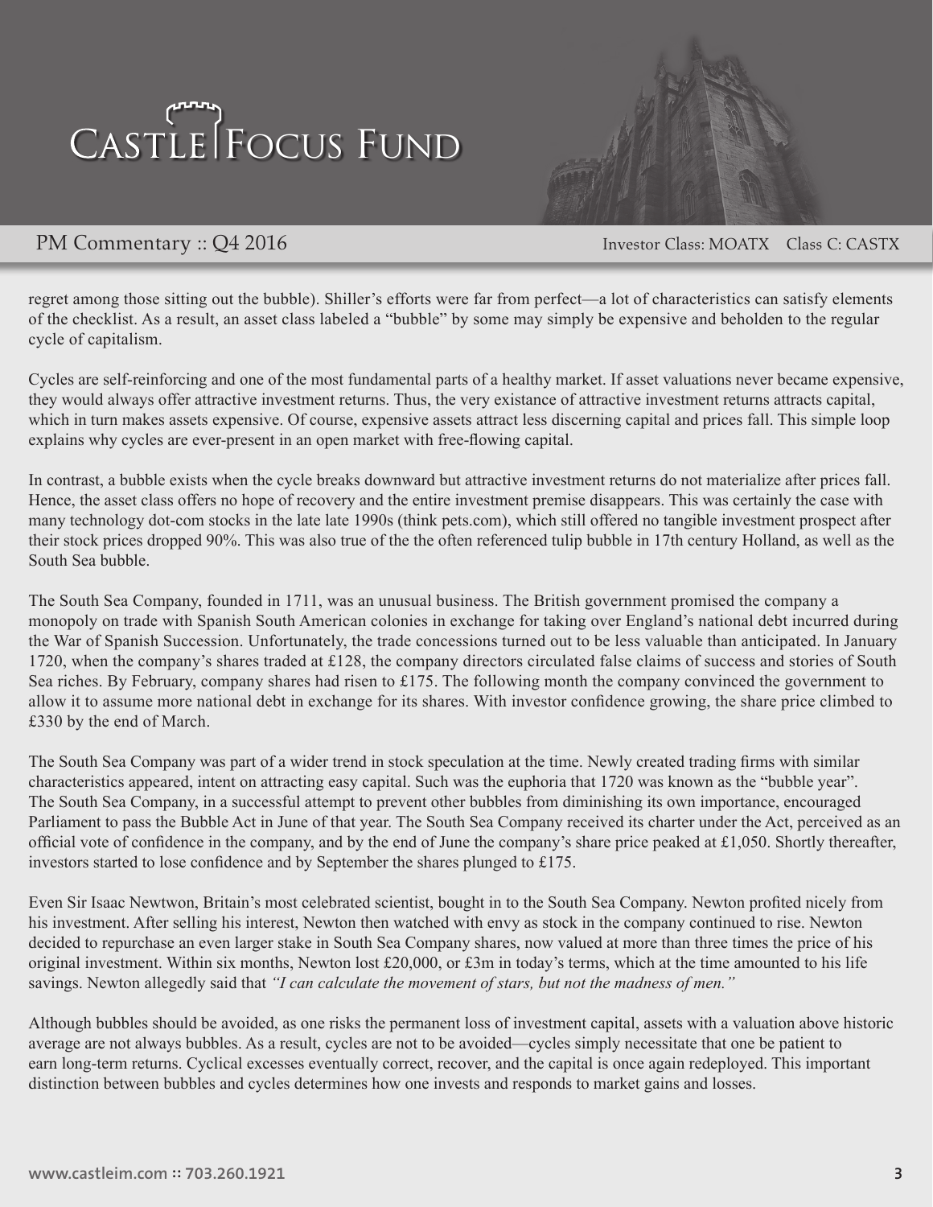regret among those sitting out the bubble). Shiller's efforts were far from perfect—a lot of characteristics can satisfy elements of the checklist. As a result, an asset class labeled a "bubble" by some may simply be expensive and beholden to the regular cycle of capitalism.

Cycles are self-reinforcing and one of the most fundamental parts of a healthy market. If asset valuations never became expensive, they would always offer attractive investment returns. Thus, the very existance of attractive investment returns attracts capital, which in turn makes assets expensive. Of course, expensive assets attract less discerning capital and prices fall. This simple loop explains why cycles are ever-present in an open market with free-flowing capital.

In contrast, a bubble exists when the cycle breaks downward but attractive investment returns do not materialize after prices fall. Hence, the asset class offers no hope of recovery and the entire investment premise disappears. This was certainly the case with many technology dot-com stocks in the late late 1990s (think pets.com), which still offered no tangible investment prospect after their stock prices dropped 90%. This was also true of the the often referenced tulip bubble in 17th century Holland, as well as the South Sea bubble.

The South Sea Company, founded in 1711, was an unusual business. The British government promised the company a monopoly on trade with Spanish South American colonies in exchange for taking over England's national debt incurred during the War of Spanish Succession. Unfortunately, the trade concessions turned out to be less valuable than anticipated. In January 1720, when the company's shares traded at £128, the company directors circulated false claims of success and stories of South Sea riches. By February, company shares had risen to £175. The following month the company convinced the government to allow it to assume more national debt in exchange for its shares. With investor confidence growing, the share price climbed to £330 by the end of March.

The South Sea Company was part of a wider trend in stock speculation at the time. Newly created trading firms with similar characteristics appeared, intent on attracting easy capital. Such was the euphoria that 1720 was known as the "bubble year". The South Sea Company, in a successful attempt to prevent other bubbles from diminishing its own importance, encouraged Parliament to pass the Bubble Act in June of that year. The South Sea Company received its charter under the Act, perceived as an official vote of confidence in the company, and by the end of June the company's share price peaked at £1,050. Shortly thereafter, investors started to lose confidence and by September the shares plunged to £175.

Even Sir Isaac Newtwon, Britain's most celebrated scientist, bought in to the South Sea Company. Newton profited nicely from his investment. After selling his interest, Newton then watched with envy as stock in the company continued to rise. Newton decided to repurchase an even larger stake in South Sea Company shares, now valued at more than three times the price of his original investment. Within six months, Newton lost £20,000, or £3m in today's terms, which at the time amounted to his life savings. Newton allegedly said that *"I can calculate the movement of stars, but not the madness of men."*

Although bubbles should be avoided, as one risks the permanent loss of investment capital, assets with a valuation above historic average are not always bubbles. As a result, cycles are not to be avoided—cycles simply necessitate that one be patient to earn long-term returns. Cyclical excesses eventually correct, recover, and the capital is once again redeployed. This important distinction between bubbles and cycles determines how one invests and responds to market gains and losses.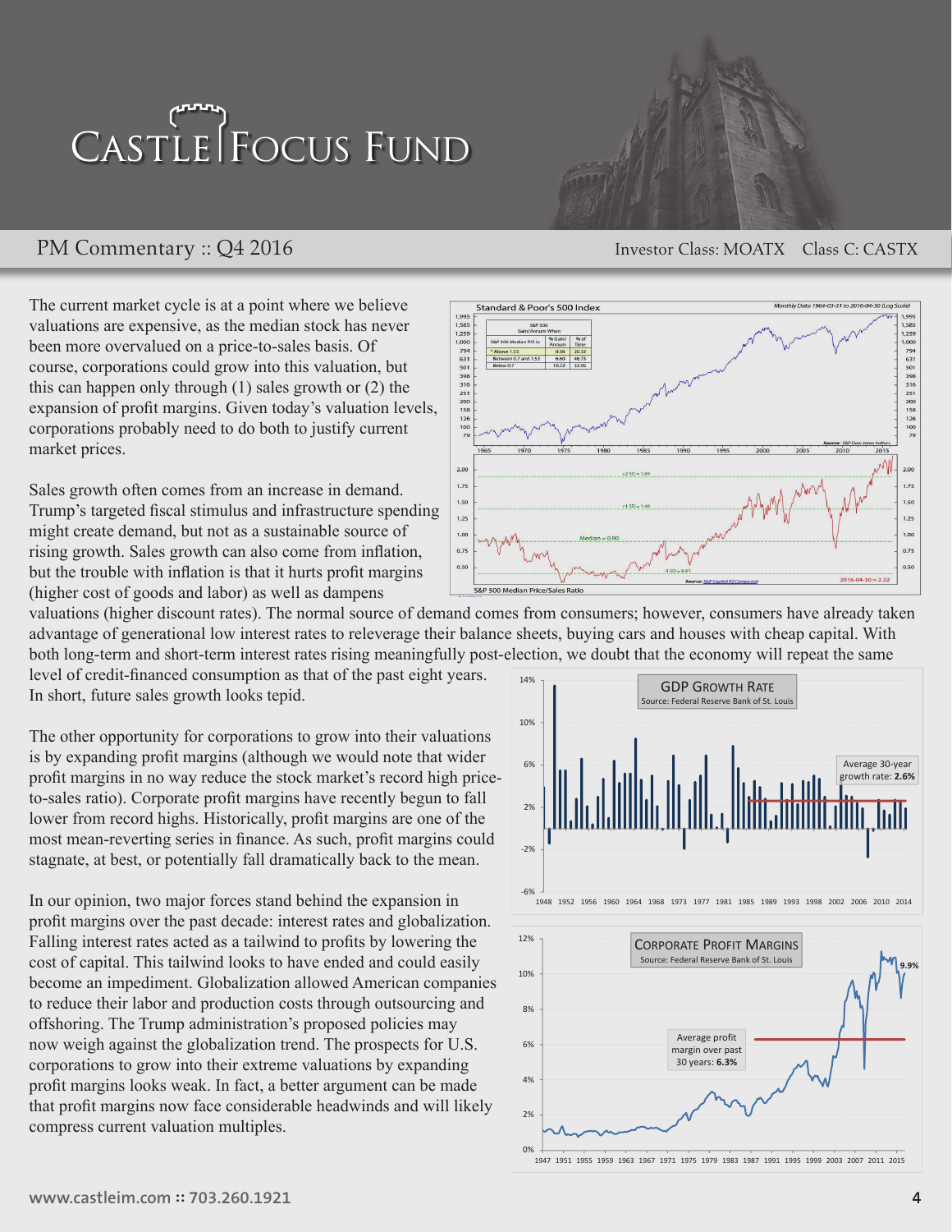The current market cycle is at a point where we believe valuations are expensive, as the median stock has never been more overvalued on a price-to-sales basis. Of course, corporations could grow into this valuation, but this can happen only through (1) sales growth or (2) the expansion of profit margins. Given today's valuation levels, corporations probably need to do both to justify current market prices.

Sales growth often comes from an increase in demand. Trump's targeted fiscal stimulus and infrastructure spending might create demand, but not as a sustainable source of rising growth. Sales growth can also come from inflation, but the trouble with inflation is that it hurts profit margins (higher cost of goods and labor) as well as dampens valuations (higher discount rates). The normal source of demand comes from consumers; however, consumers have already taken advantage of generational low interest rates to releverage their balance sheets, buying cars and houses with cheap capital. With both long-term and short-term interest rates rising meaningfully post-election, we doubt that the economy will repeat the same level of credit-financed consumption as that of the past eight years. In short, future sales growth looks tepid.

The other opportunity for corporations to grow into their valuations is by expanding profit margins (although we would note that wider profit margins in no way reduce the stock market's record high price-to-sales ratio). Corporate profit margins have recently begun to fall lower from record highs. Historically, profit margins are one of the most mean-reverting series in finance. As such, profit margins could stagnate, at best, or potentially fall dramatically back to the mean.

In our opinion, two major forces stand behind the expansion in profit margins over the past decade: interest rates and globalization. Falling interest rates acted as a tailwind to profits by lowering the cost of capital. This tailwind looks to have ended and could easily become an impediment. Globalization allowed American companies to reduce their labor and production costs through outsourcing and offshoring. The Trump administration's proposed policies may now weigh against the globalization trend. The prospects for U.S. corporations to grow into their extreme valuations by expanding profit margins looks weak. In fact, a better argument can be made that profit margins now face considerable headwinds and will likely compress current valuation multiples.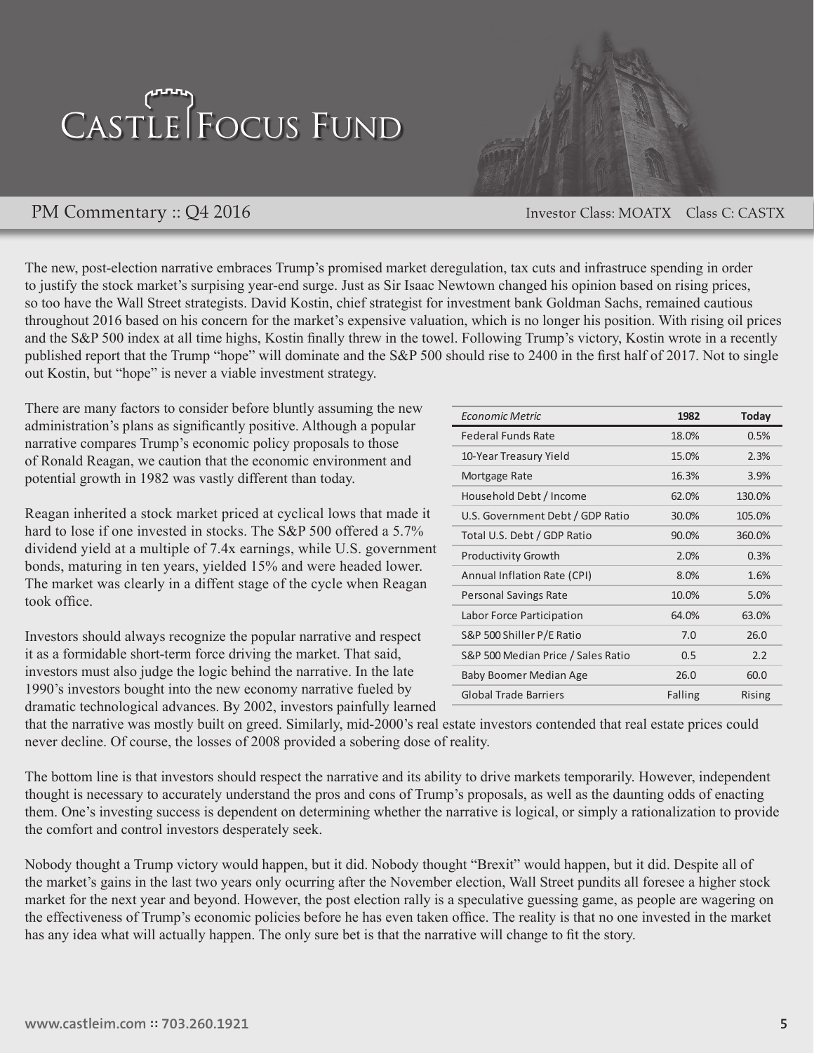The new, post-election narrative embraces Trump's promised market deregulation, tax cuts and infrastruce spending in order to justify the stock market's surpising year-end surge. Just as Sir Isaac Newtown changed his opinion based on rising prices, so too have the Wall Street strategists. David Kostin, chief strategist for investment bank Goldman Sachs, remained cautious throughout 2016 based on his concern for the market's expensive valuation, which is no longer his position. With rising oil prices and the S&P 500 index at all time highs, Kostin finally threw in the towel. Following Trump's victory, Kostin wrote in a recently published report that the Trump "hope" will dominate and the S&P 500 should rise to 2400 in the first half of 2017. Not to single out Kostin, but "hope" is never a viable investment strategy.

There are many factors to consider before bluntly assuming the new administration's plans as significantly positive. Although a popular narrative compares Trump's economic policy proposals to those of Ronald Reagan, we caution that the economic environment and potential growth in 1982 was vastly different than today.

| *Economic Metric* | **1982** | **Today** |
|---|---|---|
| Federal Funds Rate | 18.0% | 0.5% |
| 10-Year Treasury Yield | 15.0% | 2.3% |
| Mortgage Rate | 16.3% | 3.9% |
| Household Debt / Income | 62.0% | 130.0% |
| U.S. Government Debt / GDP Ratio | 30.0% | 105.0% |
| Total U.S. Debt / GDP Ratio | 90.0% | 360.0% |
| Productivity Growth | 2.0% | 0.3% |
| Annual Inflation Rate (CPI) | 8.0% | 1.6% |
| Personal Savings Rate | 10.0% | 5.0% |
| Labor Force Participation | 64.0% | 63.0% |
| S&P 500 Shiller P/E Ratio | 7.0 | 26.0 |
| S&P 500 Median Price / Sales Ratio | 0.5 | 2.2 |
| Baby Boomer Median Age | 26.0 | 60.0 |
| Global Trade Barriers | Falling | Rising |

Reagan inherited a stock market priced at cyclical lows that made it hard to lose if one invested in stocks. The S&P 500 offered a 5.7% dividend yield at a multiple of 7.4x earnings, while U.S. government bonds, maturing in ten years, yielded 15% and were headed lower. The market was clearly in a diffent stage of the cycle when Reagan took office.

Investors should always recognize the popular narrative and respect it as a formidable short-term force driving the market. That said, investors must also judge the logic behind the narrative. In the late 1990's investors bought into the new economy narrative fueled by dramatic technological advances. By 2002, investors painfully learned that the narrative was mostly built on greed. Similarly, mid-2000's real estate investors contended that real estate prices could never decline. Of course, the losses of 2008 provided a sobering dose of reality.

The bottom line is that investors should respect the narrative and its ability to drive markets temporarily. However, independent thought is necessary to accurately understand the pros and cons of Trump's proposals, as well as the daunting odds of enacting them. One's investing success is dependent on determining whether the narrative is logical, or simply a rationalization to provide the comfort and control investors desperately seek.

Nobody thought a Trump victory would happen, but it did. Nobody thought "Brexit" would happen, but it did. Despite all of the market's gains in the last two years only ocurring after the November election, Wall Street pundits all foresee a higher stock market for the next year and beyond. However, the post election rally is a speculative guessing game, as people are wagering on the effectiveness of Trump's economic policies before he has even taken office. The reality is that no one invested in the market has any idea what will actually happen. The only sure bet is that the narrative will change to fit the story.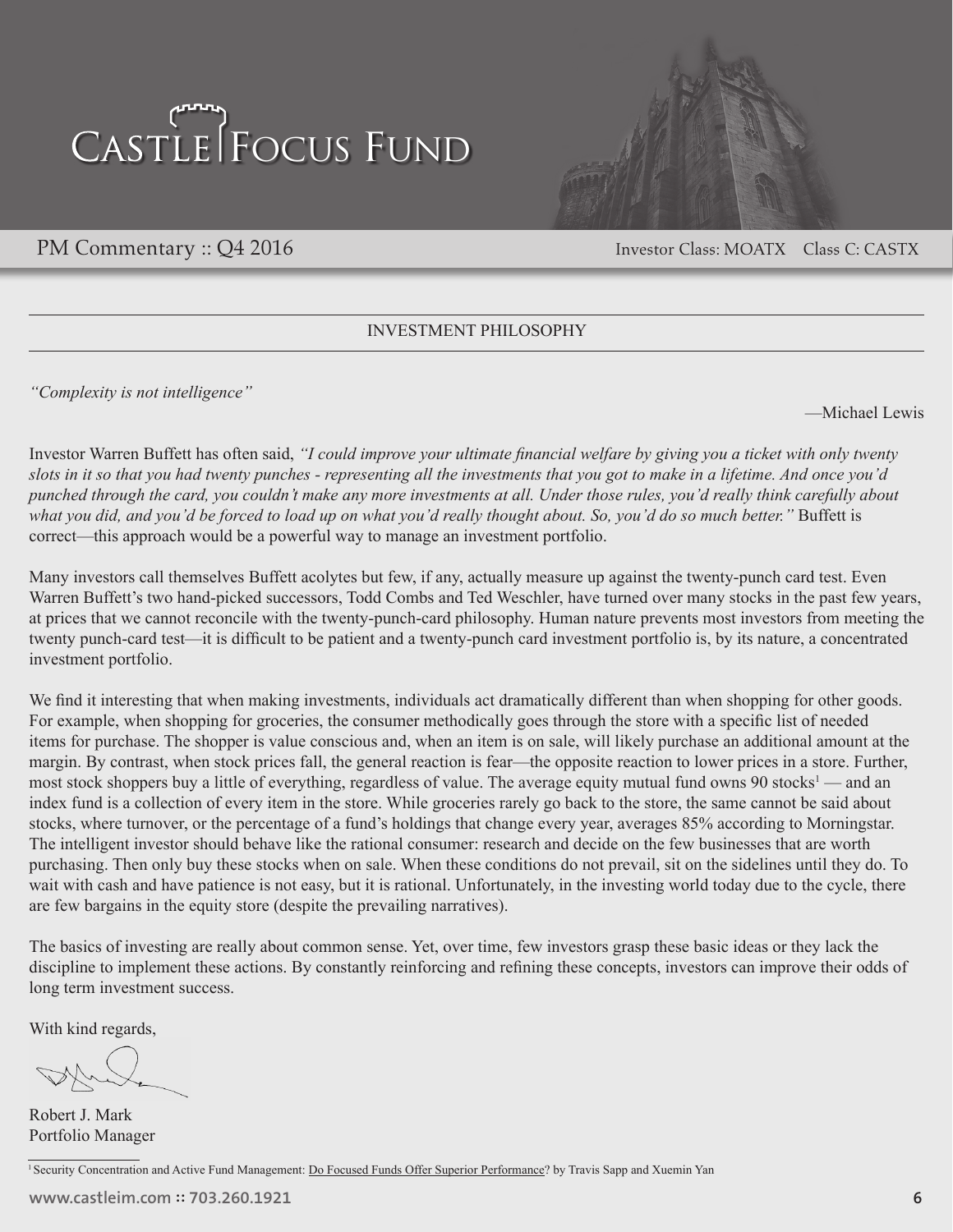# CASTLE FOCUS FUND

PM Commentary :: Q4 2016 — Investor Class: MOATX Class C: CASTX

## INVESTMENT PHILOSOPHY

*"Complexity is not intelligence"*

—Michael Lewis

Investor Warren Buffett has often said, *"I could improve your ultimate financial welfare by giving you a ticket with only twenty slots in it so that you had twenty punches - representing all the investments that you got to make in a lifetime. And once you'd punched through the card, you couldn't make any more investments at all. Under those rules, you'd really think carefully about what you did, and you'd be forced to load up on what you'd really thought about. So, you'd do so much better."* Buffett is correct—this approach would be a powerful way to manage an investment portfolio.

Many investors call themselves Buffett acolytes but few, if any, actually measure up against the twenty-punch card test. Even Warren Buffett's two hand-picked successors, Todd Combs and Ted Weschler, have turned over many stocks in the past few years, at prices that we cannot reconcile with the twenty-punch-card philosophy. Human nature prevents most investors from meeting the twenty punch-card test—it is difficult to be patient and a twenty-punch card investment portfolio is, by its nature, a concentrated investment portfolio.

We find it interesting that when making investments, individuals act dramatically different than when shopping for other goods. For example, when shopping for groceries, the consumer methodically goes through the store with a specific list of needed items for purchase. The shopper is value conscious and, when an item is on sale, will likely purchase an additional amount at the margin. By contrast, when stock prices fall, the general reaction is fear—the opposite reaction to lower prices in a store. Further, most stock shoppers buy a little of everything, regardless of value. The average equity mutual fund owns 90 stocks[1] — and an index fund is a collection of every item in the store. While groceries rarely go back to the store, the same cannot be said about stocks, where turnover, or the percentage of a fund's holdings that change every year, averages 85% according to Morningstar. The intelligent investor should behave like the rational consumer: research and decide on the few businesses that are worth purchasing. Then only buy these stocks when on sale. When these conditions do not prevail, sit on the sidelines until they do. To wait with cash and have patience is not easy, but it is rational. Unfortunately, in the investing world today due to the cycle, there are few bargains in the equity store (despite the prevailing narratives).

The basics of investing are really about common sense. Yet, over time, few investors grasp these basic ideas or they lack the discipline to implement these actions. By constantly reinforcing and refining these concepts, investors can improve their odds of long term investment success.

With kind regards,

Robert J. Mark
Portfolio Manager

[1] Security Concentration and Active Fund Management: Do Focused Funds Offer Superior Performance? by Travis Sapp and Xuemin Yan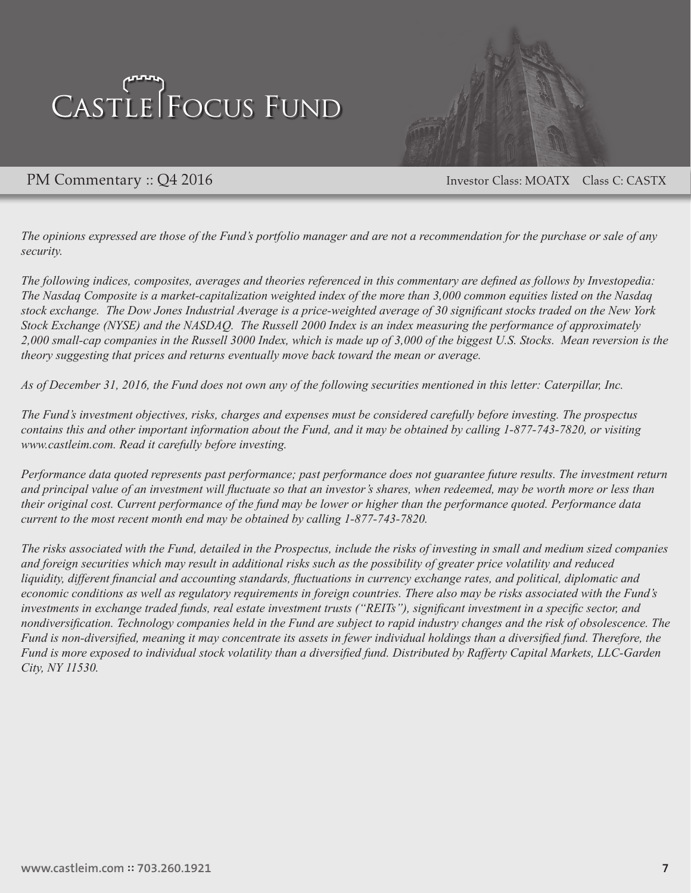*The opinions expressed are those of the Fund's portfolio manager and are not a recommendation for the purchase or sale of any security.*

*The following indices, composites, averages and theories referenced in this commentary are defined as follows by Investopedia: The Nasdaq Composite is a market-capitalization weighted index of the more than 3,000 common equities listed on the Nasdaq stock exchange. The Dow Jones Industrial Average is a price-weighted average of 30 significant stocks traded on the New York Stock Exchange (NYSE) and the NASDAQ. The Russell 2000 Index is an index measuring the performance of approximately 2,000 small-cap companies in the Russell 3000 Index, which is made up of 3,000 of the biggest U.S. Stocks. Mean reversion is the theory suggesting that prices and returns eventually move back toward the mean or average.*

*As of December 31, 2016, the Fund does not own any of the following securities mentioned in this letter: Caterpillar, Inc.*

*The Fund's investment objectives, risks, charges and expenses must be considered carefully before investing. The prospectus contains this and other important information about the Fund, and it may be obtained by calling 1-877-743-7820, or visiting www.castleim.com. Read it carefully before investing.*

*Performance data quoted represents past performance; past performance does not guarantee future results. The investment return and principal value of an investment will fluctuate so that an investor's shares, when redeemed, may be worth more or less than their original cost. Current performance of the fund may be lower or higher than the performance quoted. Performance data current to the most recent month end may be obtained by calling 1-877-743-7820.*

*The risks associated with the Fund, detailed in the Prospectus, include the risks of investing in small and medium sized companies and foreign securities which may result in additional risks such as the possibility of greater price volatility and reduced liquidity, different financial and accounting standards, fluctuations in currency exchange rates, and political, diplomatic and economic conditions as well as regulatory requirements in foreign countries. There also may be risks associated with the Fund's investments in exchange traded funds, real estate investment trusts ("REITs"), significant investment in a specific sector, and nondiversification. Technology companies held in the Fund are subject to rapid industry changes and the risk of obsolescence. The Fund is non-diversified, meaning it may concentrate its assets in fewer individual holdings than a diversified fund. Therefore, the Fund is more exposed to individual stock volatility than a diversified fund. Distributed by Rafferty Capital Markets, LLC-Garden City, NY 11530.*